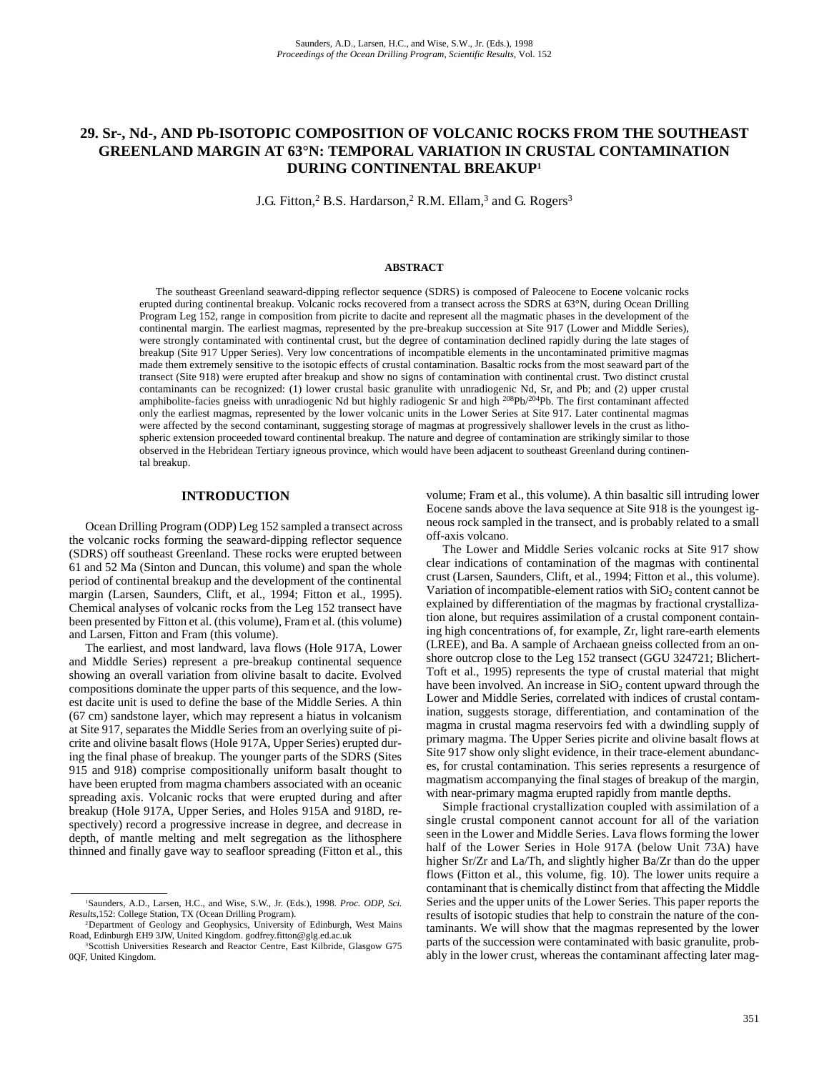# 29. Sr-, Nd-, AND Pb-ISOTOPIC COMPOSITION OF VOLCANIC ROCKS FROM THE SOUTHEAST GREENLAND MARGIN AT 63°N: TEMPORAL VARIATION IN CRUSTAL CONTAMINATION DURING CONTINENTAL BREAKUP[1]

J.G. Fitton,[2] B.S. Hardarson,[2] R.M. Ellam,[3] and G. Rogers[3]

## ABSTRACT

The southeast Greenland seaward-dipping reflector sequence (SDRS) is composed of Paleocene to Eocene volcanic rocks erupted during continental breakup. Volcanic rocks recovered from a transect across the SDRS at 63°N, during Ocean Drilling Program Leg 152, range in composition from picrite to dacite and represent all the magmatic phases in the development of the continental margin. The earliest magmas, represented by the pre-breakup succession at Site 917 (Lower and Middle Series), were strongly contaminated with continental crust, but the degree of contamination declined rapidly during the late stages of breakup (Site 917 Upper Series). Very low concentrations of incompatible elements in the uncontaminated primitive magmas made them extremely sensitive to the isotopic effects of crustal contamination. Basaltic rocks from the most seaward part of the transect (Site 918) were erupted after breakup and show no signs of contamination with continental crust. Two distinct crustal contaminants can be recognized: (1) lower crustal basic granulite with unradiogenic Nd, Sr, and Pb; and (2) upper crustal amphibolite-facies gneiss with unradiogenic Nd but highly radiogenic Sr and high $^{208}Pb/^{204}Pb$. The first contaminant affected only the earliest magmas, represented by the lower volcanic units in the Lower Series at Site 917. Later continental magmas were affected by the second contaminant, suggesting storage of magmas at progressively shallower levels in the crust as lithospheric extension proceeded toward continental breakup. The nature and degree of contamination are strikingly similar to those observed in the Hebridean Tertiary igneous province, which would have been adjacent to southeast Greenland during continental breakup.

## INTRODUCTION

Ocean Drilling Program (ODP) Leg 152 sampled a transect across the volcanic rocks forming the seaward-dipping reflector sequence (SDRS) off southeast Greenland. These rocks were erupted between 61 and 52 Ma (Sinton and Duncan, this volume) and span the whole period of continental breakup and the development of the continental margin (Larsen, Saunders, Clift, et al., 1994; Fitton et al., 1995). Chemical analyses of volcanic rocks from the Leg 152 transect have been presented by Fitton et al. (this volume), Fram et al. (this volume) and Larsen, Fitton and Fram (this volume).

The earliest, and most landward, lava flows (Hole 917A, Lower and Middle Series) represent a pre-breakup continental sequence showing an overall variation from olivine basalt to dacite. Evolved compositions dominate the upper parts of this sequence, and the lowest dacite unit is used to define the base of the Middle Series. A thin (67 cm) sandstone layer, which may represent a hiatus in volcanism at Site 917, separates the Middle Series from an overlying suite of picrite and olivine basalt flows (Hole 917A, Upper Series) erupted during the final phase of breakup. The younger parts of the SDRS (Sites 915 and 918) comprise compositionally uniform basalt thought to have been erupted from magma chambers associated with an oceanic spreading axis. Volcanic rocks that were erupted during and after breakup (Hole 917A, Upper Series, and Holes 915A and 918D, respectively) record a progressive increase in degree, and decrease in depth, of mantle melting and melt segregation as the lithosphere thinned and finally gave way to seafloor spreading (Fitton et al., this volume; Fram et al., this volume). A thin basaltic sill intruding lower Eocene sands above the lava sequence at Site 918 is the youngest igneous rock sampled in the transect, and is probably related to a small off-axis volcano.

The Lower and Middle Series volcanic rocks at Site 917 show clear indications of contamination of the magmas with continental crust (Larsen, Saunders, Clift, et al., 1994; Fitton et al., this volume). Variation of incompatible-element ratios with $SiO_2$ content cannot be explained by differentiation of the magmas by fractional crystallization alone, but requires assimilation of a crustal component containing high concentrations of, for example, Zr, light rare-earth elements (LREE), and Ba. A sample of Archaean gneiss collected from an onshore outcrop close to the Leg 152 transect (GGU 324721; Blichert-Toft et al., 1995) represents the type of crustal material that might have been involved. An increase in $SiO_2$ content upward through the Lower and Middle Series, correlated with indices of crustal contamination, suggests storage, differentiation, and contamination of the magma in crustal magma reservoirs fed with a dwindling supply of primary magma. The Upper Series picrite and olivine basalt flows at Site 917 show only slight evidence, in their trace-element abundances, for crustal contamination. This series represents a resurgence of magmatism accompanying the final stages of breakup of the margin, with near-primary magma erupted rapidly from mantle depths.

Simple fractional crystallization coupled with assimilation of a single crustal component cannot account for all of the variation seen in the Lower and Middle Series. Lava flows forming the lower half of the Lower Series in Hole 917A (below Unit 73A) have higher Sr/Zr and La/Th, and slightly higher Ba/Zr than do the upper flows (Fitton et al., this volume, fig. 10). The lower units require a contaminant that is chemically distinct from that affecting the Middle Series and the upper units of the Lower Series. This paper reports the results of isotopic studies that help to constrain the nature of the contaminants. We will show that the magmas represented by the lower parts of the succession were contaminated with basic granulite, probably in the lower crust, whereas the contaminant affecting later mag-

[1] Saunders, A.D., Larsen, H.C., and Wise, S.W., Jr. (Eds.), 1998. *Proc. ODP, Sci. Results,* 152: College Station, TX (Ocean Drilling Program).

[2] Department of Geology and Geophysics, University of Edinburgh, West Mains Road, Edinburgh EH9 3JW, United Kingdom. godfrey.fitton@glg.ed.ac.uk

[3] Scottish Universities Research and Reactor Centre, East Kilbride, Glasgow G75 0QF, United Kingdom.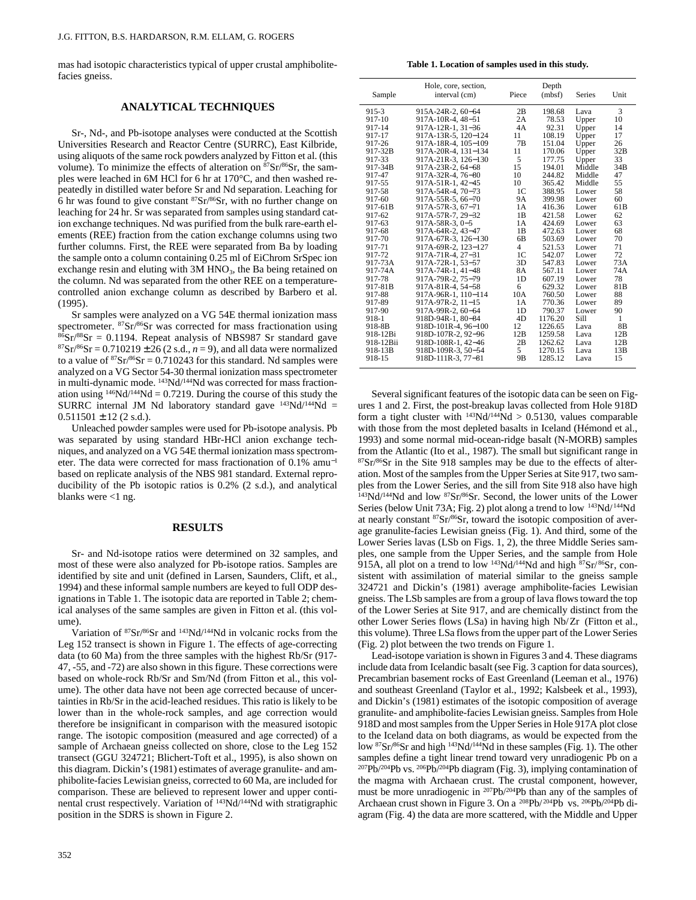mas had isotopic characteristics typical of upper crustal amphibolite-facies gneiss.

## ANALYTICAL TECHNIQUES

Sr-, Nd-, and Pb-isotope analyses were conducted at the Scottish Universities Research and Reactor Centre (SURRC), East Kilbride, using aliquots of the same rock powders analyzed by Fitton et al. (this volume). To minimize the effects of alteration on $^{87}Sr/^{86}Sr$, the samples were leached in 6M HCl for 6 hr at 170°C, and then washed repeatedly in distilled water before Sr and Nd separation. Leaching for 6 hr was found to give constant $^{87}Sr/^{86}Sr$, with no further change on leaching for 24 hr. Sr was separated from samples using standard cation exchange techniques. Nd was purified from the bulk rare-earth elements (REE) fraction from the cation exchange columns using two further columns. First, the REE were separated from Ba by loading the sample onto a column containing 0.25 ml of EiChrom SrSpec ion exchange resin and eluting with 3M $HNO_3$, the Ba being retained on the column. Nd was separated from the other REE on a temperature-controlled anion exchange column as described by Barbero et al. (1995).

Sr samples were analyzed on a VG 54E thermal ionization mass spectrometer. $^{87}Sr/^{86}Sr$ was corrected for mass fractionation using $^{86}Sr/^{88}Sr = 0.1194$. Repeat analysis of NBS987 Sr standard gave $^{87}Sr/^{86}Sr = 0.710219 \pm 26$ (2 s.d., $n = 9$), and all data were normalized to a value of $^{87}Sr/^{86}Sr = 0.710243$ for this standard. Nd samples were analyzed on a VG Sector 54-30 thermal ionization mass spectrometer in multi-dynamic mode. $^{143}Nd/^{144}Nd$ was corrected for mass fractionation using $^{146}Nd/^{144}Nd = 0.7219$. During the course of this study the SURRC internal JM Nd laboratory standard gave $^{143}Nd/^{144}Nd = 0.511501 \pm 12$ (2 s.d.).

Unleached powder samples were used for Pb-isotope analysis. Pb was separated by using standard HBr-HCl anion exchange techniques, and analyzed on a VG 54E thermal ionization mass spectrometer. The data were corrected for mass fractionation of 0.1% amu$^{-1}$ based on replicate analysis of the NBS 981 standard. External reproducibility of the Pb isotopic ratios is 0.2% (2 s.d.), and analytical blanks were <1 ng.

## RESULTS

Sr- and Nd-isotope ratios were determined on 32 samples, and most of these were also analyzed for Pb-isotope ratios. Samples are identified by site and unit (defined in Larsen, Saunders, Clift, et al., 1994) and these informal sample numbers are keyed to full ODP designations in Table 1. The isotopic data are reported in Table 2; chemical analyses of the same samples are given in Fitton et al. (this volume).

Variation of $^{87}Sr/^{86}Sr$ and $^{143}Nd/^{144}Nd$ in volcanic rocks from the Leg 152 transect is shown in Figure 1. The effects of age-correcting data (to 60 Ma) from the three samples with the highest Rb/Sr (917-47, -55, and -72) are also shown in this figure. These corrections were based on whole-rock Rb/Sr and Sm/Nd (from Fitton et al., this volume). The other data have not been age corrected because of uncertainties in Rb/Sr in the acid-leached residues. This ratio is likely to be lower than in the whole-rock samples, and age correction would therefore be insignificant in comparison with the measured isotopic range. The isotopic composition (measured and age corrected) of a sample of Archaean gneiss collected on shore, close to the Leg 152 transect (GGU 324721; Blichert-Toft et al., 1995), is also shown on this diagram. Dickin's (1981) estimates of average granulite- and amphibolite-facies Lewisian gneiss, corrected to 60 Ma, are included for comparison. These are believed to represent lower and upper continental crust respectively. Variation of $^{143}Nd/^{144}Nd$ with stratigraphic position in the SDRS is shown in Figure 2.

**Table 1. Location of samples used in this study.**

| Sample | Hole, core, section, interval (cm) | Piece | Depth (mbsf) | Series | Unit |
|---|---|---|---|---|---|
| 915-3 | 915A-24R-2, 60−64 | 2B | 198.68 | Lava | 3 |
| 917-10 | 917A-10R-4, 48−51 | 2A | 78.53 | Upper | 10 |
| 917-14 | 917A-12R-1, 31−36 | 4A | 92.31 | Upper | 14 |
| 917-17 | 917A-13R-5, 120−124 | 11 | 108.19 | Upper | 17 |
| 917-26 | 917A-18R-4, 105−109 | 7B | 151.04 | Upper | 26 |
| 917-32B | 917A-20R-4, 131−134 | 11 | 170.06 | Upper | 32B |
| 917-33 | 917A-21R-3, 126−130 | 5 | 177.75 | Upper | 33 |
| 917-34B | 917A-23R-2, 64−68 | 15 | 194.01 | Middle | 34B |
| 917-47 | 917A-32R-4, 76−80 | 10 | 244.82 | Middle | 47 |
| 917-55 | 917A-51R-1, 42−45 | 10 | 365.42 | Middle | 55 |
| 917-58 | 917A-54R-4, 70−73 | 1C | 388.95 | Lower | 58 |
| 917-60 | 917A-55R-5, 66−70 | 9A | 399.98 | Lower | 60 |
| 917-61B | 917A-57R-3, 67−71 | 1A | 416.36 | Lower | 61B |
| 917-62 | 917A-57R-7, 29−32 | 1B | 421.58 | Lower | 62 |
| 917-63 | 917A-58R-3, 0−5 | 1A | 424.69 | Lower | 63 |
| 917-68 | 917A-64R-2, 43−47 | 1B | 472.63 | Lower | 68 |
| 917-70 | 917A-67R-3, 126−130 | 6B | 503.69 | Lower | 70 |
| 917-71 | 917A-69R-2, 123−127 | 4 | 521.53 | Lower | 71 |
| 917-72 | 917A-71R-4, 27−31 | 1C | 542.07 | Lower | 72 |
| 917-73A | 917A-72R-1, 53−57 | 3D | 547.83 | Lower | 73A |
| 917-74A | 917A-74R-1, 41−48 | 8A | 567.11 | Lower | 74A |
| 917-78 | 917A-79R-2, 75−79 | 1D | 607.19 | Lower | 78 |
| 917-81B | 917A-81R-4, 54−58 | 6 | 629.32 | Lower | 81B |
| 917-88 | 917A-96R-1, 110−114 | 10A | 760.50 | Lower | 88 |
| 917-89 | 917A-97R-2, 11−15 | 1A | 770.36 | Lower | 89 |
| 917-90 | 917A-99R-2, 60−64 | 1D | 790.37 | Lower | 90 |
| 918-1 | 918D-94R-1, 80−84 | 4D | 1176.20 | Sill | 1 |
| 918-8B | 918D-101R-4, 96−100 | 12 | 1226.65 | Lava | 8B |
| 918-12Bi | 918D-107R-2, 92−96 | 12B | 1259.58 | Lava | 12B |
| 918-12Bii | 918D-108R-1, 42−46 | 2B | 1262.62 | Lava | 12B |
| 918-13B | 918D-109R-3, 50−54 | 5 | 1270.15 | Lava | 13B |
| 918-15 | 918D-111R-3, 77−81 | 9B | 1285.12 | Lava | 15 |

Several significant features of the isotopic data can be seen on Figures 1 and 2. First, the post-breakup lavas collected from Hole 918D form a tight cluster with $^{143}Nd/^{144}Nd > 0.5130$, values comparable with those from the most depleted basalts in Iceland (Hémond et al., 1993) and some normal mid-ocean-ridge basalt (N-MORB) samples from the Atlantic (Ito et al., 1987). The small but significant range in $^{87}Sr/^{86}Sr$ in the Site 918 samples may be due to the effects of alteration. Most of the samples from the Upper Series at Site 917, two samples from the Lower Series, and the sill from Site 918 also have high $^{143}Nd/^{144}Nd$ and low $^{87}Sr/^{86}Sr$. Second, the lower units of the Lower Series (below Unit 73A; Fig. 2) plot along a trend to low $^{143}Nd/^{144}Nd$ at nearly constant $^{87}Sr/^{86}Sr$, toward the isotopic composition of average granulite-facies Lewisian gneiss (Fig. 1). And third, some of the Lower Series lavas (LSb on Figs. 1, 2), the three Middle Series samples, one sample from the Upper Series, and the sample from Hole 915A, all plot on a trend to low $^{143}Nd/^{144}Nd$ and high $^{87}Sr/^{86}Sr$, consistent with assimilation of material similar to the gneiss sample 324721 and Dickin's (1981) average amphibolite-facies Lewisian gneiss. The LSb samples are from a group of lava flows toward the top of the Lower Series at Site 917, and are chemically distinct from the other Lower Series flows (LSa) in having high Nb/Zr (Fitton et al., this volume). Three LSa flows from the upper part of the Lower Series (Fig. 2) plot between the two trends on Figure 1.

Lead-isotope variation is shown in Figures 3 and 4. These diagrams include data from Icelandic basalt (see Fig. 3 caption for data sources), Precambrian basement rocks of East Greenland (Leeman et al., 1976) and southeast Greenland (Taylor et al., 1992; Kalsbeek et al., 1993), and Dickin's (1981) estimates of the isotopic composition of average granulite- and amphibolite-facies Lewisian gneiss. Samples from Hole 918D and most samples from the Upper Series in Hole 917A plot close to the Iceland data on both diagrams, as would be expected from the low $^{87}Sr/^{86}Sr$ and high $^{143}Nd/^{144}Nd$ in these samples (Fig. 1). The other samples define a tight linear trend toward very unradiogenic Pb on a $^{207}Pb/^{204}Pb$ vs. $^{206}Pb/^{204}Pb$ diagram (Fig. 3), implying contamination of the magma with Archaean crust. The crustal component, however, must be more unradiogenic in $^{207}Pb/^{204}Pb$ than any of the samples of Archaean crust shown in Figure 3. On a $^{208}Pb/^{204}Pb$ vs. $^{206}Pb/^{204}Pb$ diagram (Fig. 4) the data are more scattered, with the Middle and Upper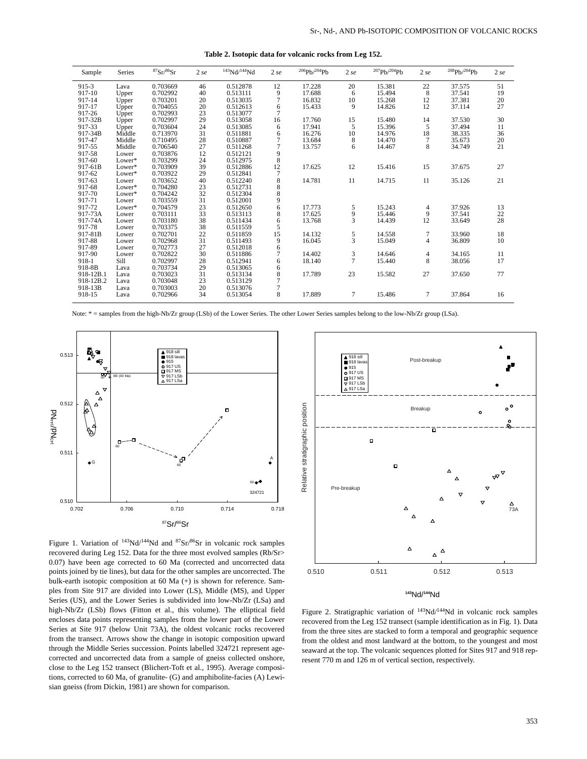**Table 2. Isotopic data for volcanic rocks from Leg 152.**

| Sample | Series | $^{87}Sr/^{86}Sr$ | 2 *se* | $^{143}Nd/^{144}Nd$ | 2 *se* | $^{206}Pb/^{204}Pb$ | 2 *se* | $^{207}Pb/^{204}Pb$ | 2 *se* | $^{208}Pb/^{204}Pb$ | 2 *se* |
|---|---|---|---|---|---|---|---|---|---|---|---|
| 915-3 | Lava | 0.703669 | 46 | 0.512878 | 12 | 17.228 | 20 | 15.381 | 22 | 37.575 | 51 |
| 917-10 | Upper | 0.702992 | 40 | 0.513111 | 9 | 17.688 | 6 | 15.494 | 8 | 37.541 | 19 |
| 917-14 | Upper | 0.703201 | 20 | 0.513035 | 7 | 16.832 | 10 | 15.268 | 12 | 37.381 | 20 |
| 917-17 | Upper | 0.704055 | 20 | 0.512613 | 6 | 15.433 | 9 | 14.826 | 12 | 37.114 | 27 |
| 917-26 | Upper | 0.702993 | 23 | 0.513077 | 7 | | | | | | |
| 917-32B | Upper | 0.702997 | 29 | 0.513058 | 16 | 17.760 | 15 | 15.480 | 14 | 37.530 | 30 |
| 917-33 | Upper | 0.703604 | 24 | 0.513085 | 6 | 17.941 | 5 | 15.396 | 5 | 37.494 | 11 |
| 917-34B | Middle | 0.713970 | 31 | 0.511881 | 6 | 16.276 | 10 | 14.976 | 18 | 38.335 | 36 |
| 917-47 | Middle | 0.710495 | 28 | 0.510887 | 7 | 13.684 | 8 | 14.470 | 7 | 35.673 | 20 |
| 917-55 | Middle | 0.706540 | 27 | 0.511268 | 7 | 13.757 | 6 | 14.467 | 8 | 34.749 | 21 |
| 917-58 | Lower | 0.703876 | 12 | 0.512121 | 9 | | | | | | |
| 917-60 | Lower* | 0.703299 | 24 | 0.512975 | 8 | | | | | | |
| 917-61B | Lower* | 0.703909 | 39 | 0.512886 | 12 | 17.625 | 12 | 15.416 | 15 | 37.675 | 27 |
| 917-62 | Lower* | 0.703922 | 29 | 0.512841 | 7 | | | | | | |
| 917-63 | Lower | 0.703652 | 40 | 0.512240 | 8 | 14.781 | 11 | 14.715 | 11 | 35.126 | 21 |
| 917-68 | Lower* | 0.704280 | 23 | 0.512731 | 8 | | | | | | |
| 917-70 | Lower* | 0.704242 | 32 | 0.512304 | 8 | | | | | | |
| 917-71 | Lower | 0.703559 | 31 | 0.512001 | 9 | | | | | | |
| 917-72 | Lower* | 0.704579 | 23 | 0.512650 | 6 | 17.773 | 5 | 15.243 | 4 | 37.926 | 13 |
| 917-73A | Lower | 0.703111 | 33 | 0.513113 | 8 | 17.625 | 9 | 15.446 | 9 | 37.541 | 22 |
| 917-74A | Lower | 0.703180 | 38 | 0.511434 | 6 | 13.768 | 3 | 14.439 | 12 | 33.649 | 28 |
| 917-78 | Lower | 0.703375 | 38 | 0.511559 | 5 | | | | | | |
| 917-81B | Lower | 0.702701 | 22 | 0.511859 | 15 | 14.132 | 5 | 14.558 | 7 | 33.960 | 18 |
| 917-88 | Lower | 0.702968 | 31 | 0.511493 | 9 | 16.045 | 3 | 15.049 | 4 | 36.809 | 10 |
| 917-89 | Lower | 0.702773 | 27 | 0.512018 | 6 | | | | | | |
| 917-90 | Lower | 0.702822 | 30 | 0.511886 | 7 | 14.402 | 3 | 14.646 | 4 | 34.165 | 11 |
| 918-1 | Sill | 0.702997 | 28 | 0.512941 | 6 | 18.140 | 7 | 15.440 | 8 | 38.056 | 17 |
| 918-8B | Lava | 0.703734 | 29 | 0.513065 | 6 | | | | | | |
| 918-12B.1 | Lava | 0.703023 | 31 | 0.513134 | 8 | 17.789 | 23 | 15.582 | 27 | 37.650 | 77 |
| 918-12B.2 | Lava | 0.703048 | 23 | 0.513129 | 7 | | | | | | |
| 918-13B | Lava | 0.703003 | 20 | 0.513076 | 7 | | | | | | |
| 918-15 | Lava | 0.702966 | 34 | 0.513054 | 8 | 17.889 | 7 | 15.486 | 7 | 37.864 | 16 |

Note: * = samples from the high-Nb/Zr group (LSb) of the Lower Series. The other Lower Series samples belong to the low-Nb/Zr group (LSa).

Figure 1. Variation of $^{143}Nd/^{144}Nd$ and $^{87}Sr/^{86}Sr$ in volcanic rock samples recovered during Leg 152. Data for the three most evolved samples (Rb/Sr> 0.07) have been age corrected to 60 Ma (corrected and uncorrected data points joined by tie lines), but data for the other samples are uncorrected. The bulk-earth isotopic composition at 60 Ma (+) is shown for reference. Samples from Site 917 are divided into Lower (LS), Middle (MS), and Upper Series (US), and the Lower Series is subdivided into low-Nb/Zr (LSa) and high-Nb/Zr (LSb) flows (Fitton et al., this volume). The elliptical field encloses data points representing samples from the lower part of the Lower Series at Site 917 (below Unit 73A), the oldest volcanic rocks recovered from the transect. Arrows show the change in isotopic composition upward through the Middle Series succession. Points labelled 324721 represent age-corrected and uncorrected data from a sample of gneiss collected onshore, close to the Leg 152 transect (Blichert-Toft et al., 1995). Average compositions, corrected to 60 Ma, of granulite- (G) and amphibolite-facies (A) Lewisian gneiss (from Dickin, 1981) are shown for comparison.

Figure 2. Stratigraphic variation of $^{143}Nd/^{144}Nd$ in volcanic rock samples recovered from the Leg 152 transect (sample identification as in Fig. 1). Data from the three sites are stacked to form a temporal and geographic sequence from the oldest and most landward at the bottom, to the youngest and most seaward at the top. The volcanic sequences plotted for Sites 917 and 918 represent 770 m and 126 m of vertical section, respectively.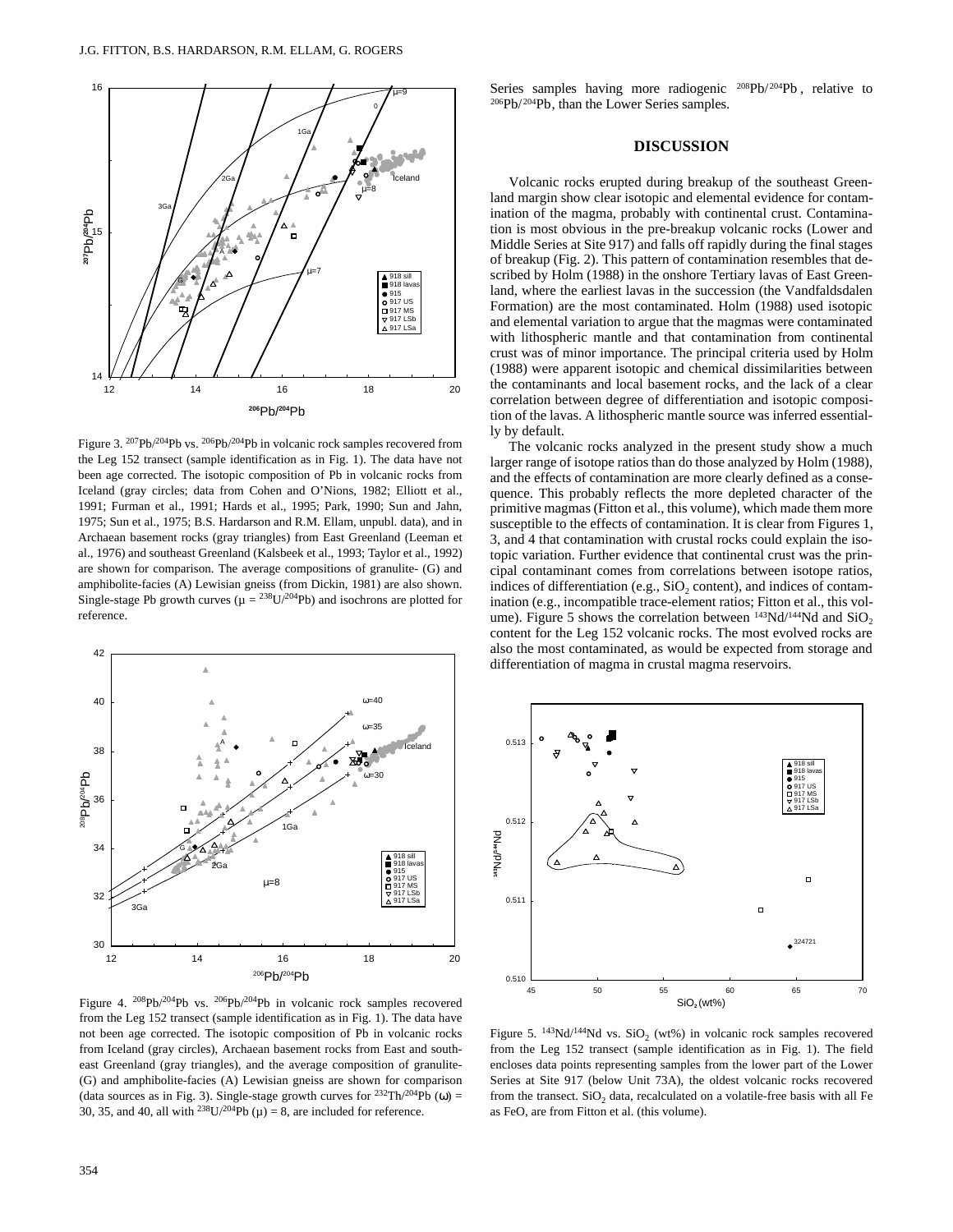Series samples having more radiogenic $^{208}Pb/^{204}Pb$, relative to $^{206}Pb/^{204}Pb$, than the Lower Series samples.

Figure 3. $^{207}Pb/^{204}Pb$ vs. $^{206}Pb/^{204}Pb$ in volcanic rock samples recovered from the Leg 152 transect (sample identification as in Fig. 1). The data have not been age corrected. The isotopic composition of Pb in volcanic rocks from Iceland (gray circles; data from Cohen and O'Nions, 1982; Elliott et al., 1991; Furman et al., 1991; Hards et al., 1995; Park, 1990; Sun and Jahn, 1975; Sun et al., 1975; B.S. Hardarson and R.M. Ellam, unpubl. data), and in Archaean basement rocks (gray triangles) from East Greenland (Leeman et al., 1976) and southeast Greenland (Kalsbeek et al., 1993; Taylor et al., 1992) are shown for comparison. The average compositions of granulite- (G) and amphibolite-facies (A) Lewisian gneiss (from Dickin, 1981) are also shown. Single-stage Pb growth curves ($\mu = {}^{238}U/{}^{204}Pb$) and isochrons are plotted for reference.

Figure 4. $^{208}Pb/^{204}Pb$ vs. $^{206}Pb/^{204}Pb$ in volcanic rock samples recovered from the Leg 152 transect (sample identification as in Fig. 1). The data have not been age corrected. The isotopic composition of Pb in volcanic rocks from Iceland (gray circles), Archaean basement rocks from East and southeast Greenland (gray triangles), and the average composition of granulite- (G) and amphibolite-facies (A) Lewisian gneiss are shown for comparison (data sources as in Fig. 3). Single-stage growth curves for $^{232}Th/^{204}Pb$ ($\omega$) = 30, 35, and 40, all with $^{238}U/^{204}Pb$ ($\mu$) = 8, are included for reference.

## DISCUSSION

Volcanic rocks erupted during breakup of the southeast Greenland margin show clear isotopic and elemental evidence for contamination of the magma, probably with continental crust. Contamination is most obvious in the pre-breakup volcanic rocks (Lower and Middle Series at Site 917) and falls off rapidly during the final stages of breakup (Fig. 2). This pattern of contamination resembles that described by Holm (1988) in the onshore Tertiary lavas of East Greenland, where the earliest lavas in the succession (the Vandfaldsdalen Formation) are the most contaminated. Holm (1988) used isotopic and elemental variation to argue that the magmas were contaminated with lithospheric mantle and that contamination from continental crust was of minor importance. The principal criteria used by Holm (1988) were apparent isotopic and chemical dissimilarities between the contaminants and local basement rocks, and the lack of a clear correlation between degree of differentiation and isotopic composition of the lavas. A lithospheric mantle source was inferred essentially by default.

The volcanic rocks analyzed in the present study show a much larger range of isotope ratios than do those analyzed by Holm (1988), and the effects of contamination are more clearly defined as a consequence. This probably reflects the more depleted character of the primitive magmas (Fitton et al., this volume), which made them more susceptible to the effects of contamination. It is clear from Figures 1, 3, and 4 that contamination with crustal rocks could explain the isotopic variation. Further evidence that continental crust was the principal contaminant comes from correlations between isotope ratios, indices of differentiation (e.g., $SiO_2$ content), and indices of contamination (e.g., incompatible trace-element ratios; Fitton et al., this volume). Figure 5 shows the correlation between $^{143}Nd/^{144}Nd$ and $SiO_2$ content for the Leg 152 volcanic rocks. The most evolved rocks are also the most contaminated, as would be expected from storage and differentiation of magma in crustal magma reservoirs.

Figure 5. $^{143}Nd/^{144}Nd$ vs. $SiO_2$ (wt%) in volcanic rock samples recovered from the Leg 152 transect (sample identification as in Fig. 1). The field encloses data points representing samples from the lower part of the Lower Series at Site 917 (below Unit 73A), the oldest volcanic rocks recovered from the transect. $SiO_2$ data, recalculated on a volatile-free basis with all Fe as FeO, are from Fitton et al. (this volume).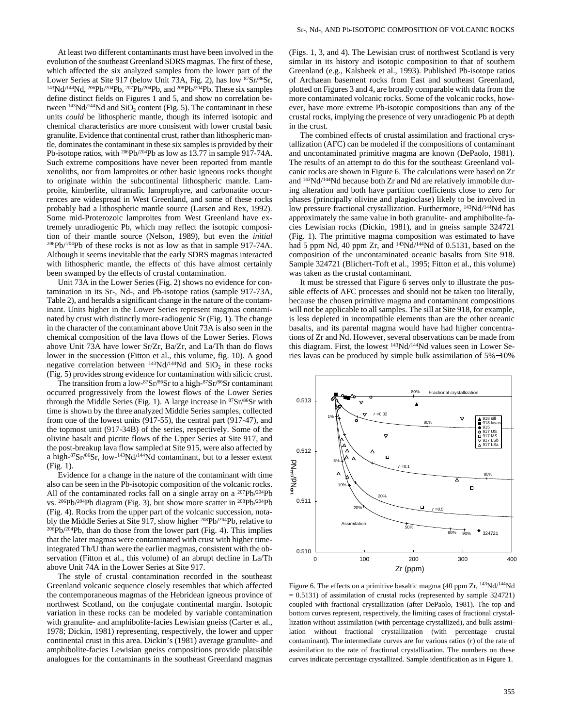At least two different contaminants must have been involved in the evolution of the southeast Greenland SDRS magmas. The first of these, which affected the six analyzed samples from the lower part of the Lower Series at Site 917 (below Unit 73A, Fig. 2), has low $^{87}Sr/^{86}Sr$, $^{143}Nd/^{144}Nd$, $^{206}Pb/^{204}Pb$, $^{207}Pb/^{204}Pb$, and $^{208}Pb/^{204}Pb$. These six samples define distinct fields on Figures 1 and 5, and show no correlation between $^{143}Nd/^{144}Nd$ and $SiO_2$ content (Fig. 5). The contaminant in these units *could* be lithospheric mantle, though its inferred isotopic and chemical characteristics are more consistent with lower crustal basic granulite. Evidence that continental crust, rather than lithospheric mantle, dominates the contaminant in these six samples is provided by their Pb-isotope ratios, with $^{206}Pb/^{204}Pb$ as low as 13.77 in sample 917-74A. Such extreme compositions have never been reported from mantle xenoliths, nor from lamproites or other basic igneous rocks thought to originate within the subcontinental lithospheric mantle. Lamproite, kimberlite, ultramafic lamprophyre, and carbonatite occurrences are widespread in West Greenland, and some of these rocks probably had a lithospheric mantle source (Larsen and Rex, 1992). Some mid-Proterozoic lamproites from West Greenland have extremely unradiogenic Pb, which may reflect the isotopic composition of their mantle source (Nelson, 1989), but even the *initial* $^{206}Pb/^{204}Pb$ of these rocks is not as low as that in sample 917-74A. Although it seems inevitable that the early SDRS magmas interacted with lithospheric mantle, the effects of this have almost certainly been swamped by the effects of crustal contamination.

Unit 73A in the Lower Series (Fig. 2) shows no evidence for contamination in its Sr-, Nd-, and Pb-isotope ratios (sample 917-73A, Table 2), and heralds a significant change in the nature of the contaminant. Units higher in the Lower Series represent magmas contaminated by crust with distinctly more-radiogenic Sr (Fig. 1). The change in the character of the contaminant above Unit 73A is also seen in the chemical composition of the lava flows of the Lower Series. Flows above Unit 73A have lower Sr/Zr, Ba/Zr, and La/Th than do flows lower in the succession (Fitton et al., this volume, fig. 10). A good negative correlation between $^{143}Nd/^{144}Nd$ and $SiO_2$ in these rocks (Fig. 5) provides strong evidence for contamination with silicic crust.

The transition from a low-$^{87}Sr/^{86}Sr$ to a high-$^{87}Sr/^{86}Sr$ contaminant occurred progressively from the lowest flows of the Lower Series through the Middle Series (Fig. 1). A large increase in $^{87}Sr/^{86}Sr$ with time is shown by the three analyzed Middle Series samples, collected from one of the lowest units (917-55), the central part (917-47), and the topmost unit (917-34B) of the series, respectively. Some of the olivine basalt and picrite flows of the Upper Series at Site 917, and the post-breakup lava flow sampled at Site 915, were also affected by a high-$^{87}Sr/^{86}Sr$, low-$^{143}Nd/^{144}Nd$ contaminant, but to a lesser extent (Fig. 1).

Evidence for a change in the nature of the contaminant with time also can be seen in the Pb-isotopic composition of the volcanic rocks. All of the contaminated rocks fall on a single array on a $^{207}Pb/^{204}Pb$ vs. $^{206}Pb/^{204}Pb$ diagram (Fig. 3), but show more scatter in $^{208}Pb/^{204}Pb$ (Fig. 4). Rocks from the upper part of the volcanic succession, notably the Middle Series at Site 917, show higher $^{208}Pb/^{204}Pb$, relative to $^{206}Pb/^{204}Pb$, than do those from the lower part (Fig. 4). This implies that the later magmas were contaminated with crust with higher time-integrated Th/U than were the earlier magmas, consistent with the observation (Fitton et al., this volume) of an abrupt decline in La/Th above Unit 74A in the Lower Series at Site 917.

The style of crustal contamination recorded in the southeast Greenland volcanic sequence closely resembles that which affected the contemporaneous magmas of the Hebridean igneous province of northwest Scotland, on the conjugate continental margin. Isotopic variation in these rocks can be modeled by variable contamination with granulite- and amphibolite-facies Lewisian gneiss (Carter et al., 1978; Dickin, 1981) representing, respectively, the lower and upper continental crust in this area. Dickin's (1981) average granulite- and amphibolite-facies Lewisian gneiss compositions provide plausible analogues for the contaminants in the southeast Greenland magmas (Figs. 1, 3, and 4). The Lewisian crust of northwest Scotland is very similar in its history and isotopic composition to that of southern Greenland (e.g., Kalsbeek et al., 1993). Published Pb-isotope ratios of Archaean basement rocks from East and southeast Greenland, plotted on Figures 3 and 4, are broadly comparable with data from the more contaminated volcanic rocks. Some of the volcanic rocks, however, have more extreme Pb-isotopic compositions than any of the crustal rocks, implying the presence of very unradiogenic Pb at depth in the crust.

The combined effects of crustal assimilation and fractional crystallization (AFC) can be modeled if the compositions of contaminant and uncontaminated primitive magma are known (DePaolo, 1981). The results of an attempt to do this for the southeast Greenland volcanic rocks are shown in Figure 6. The calculations were based on Zr and $^{143}Nd/^{144}Nd$ because both Zr and Nd are relatively immobile during alteration and both have partition coefficients close to zero for phases (principally olivine and plagioclase) likely to be involved in low pressure fractional crystallization. Furthermore, $^{143}Nd/^{144}Nd$ has approximately the same value in both granulite- and amphibolite-facies Lewisian rocks (Dickin, 1981), and in gneiss sample 324721 (Fig. 1). The primitive magma composition was estimated to have had 5 ppm Nd, 40 ppm Zr, and $^{143}Nd/^{144}Nd$ of 0.5131, based on the composition of the uncontaminated oceanic basalts from Site 918. Sample 324721 (Blichert-Toft et al., 1995; Fitton et al., this volume) was taken as the crustal contaminant.

It must be stressed that Figure 6 serves only to illustrate the possible effects of AFC processes and should not be taken too literally, because the chosen primitive magma and contaminant compositions will not be applicable to all samples. The sill at Site 918, for example, is less depleted in incompatible elements than are the other oceanic basalts, and its parental magma would have had higher concentrations of Zr and Nd. However, several observations can be made from this diagram. First, the lowest $^{143}Nd/^{144}Nd$ values seen in Lower Series lavas can be produced by simple bulk assimilation of 5%–10%

Figure 6. The effects on a primitive basaltic magma (40 ppm Zr, $^{143}Nd/^{144}Nd$ = 0.5131) of assimilation of crustal rocks (represented by sample 324721) coupled with fractional crystallization (after DePaolo, 1981). The top and bottom curves represent, respectively, the limiting cases of fractional crystallization without assimilation (with percentage crystallized), and bulk assimilation without fractional crystallization (with percentage crustal contaminant). The intermediate curves are for various ratios ($r$) of the rate of assimilation to the rate of fractional crystallization. The numbers on these curves indicate percentage crystallized. Sample identification as in Figure 1.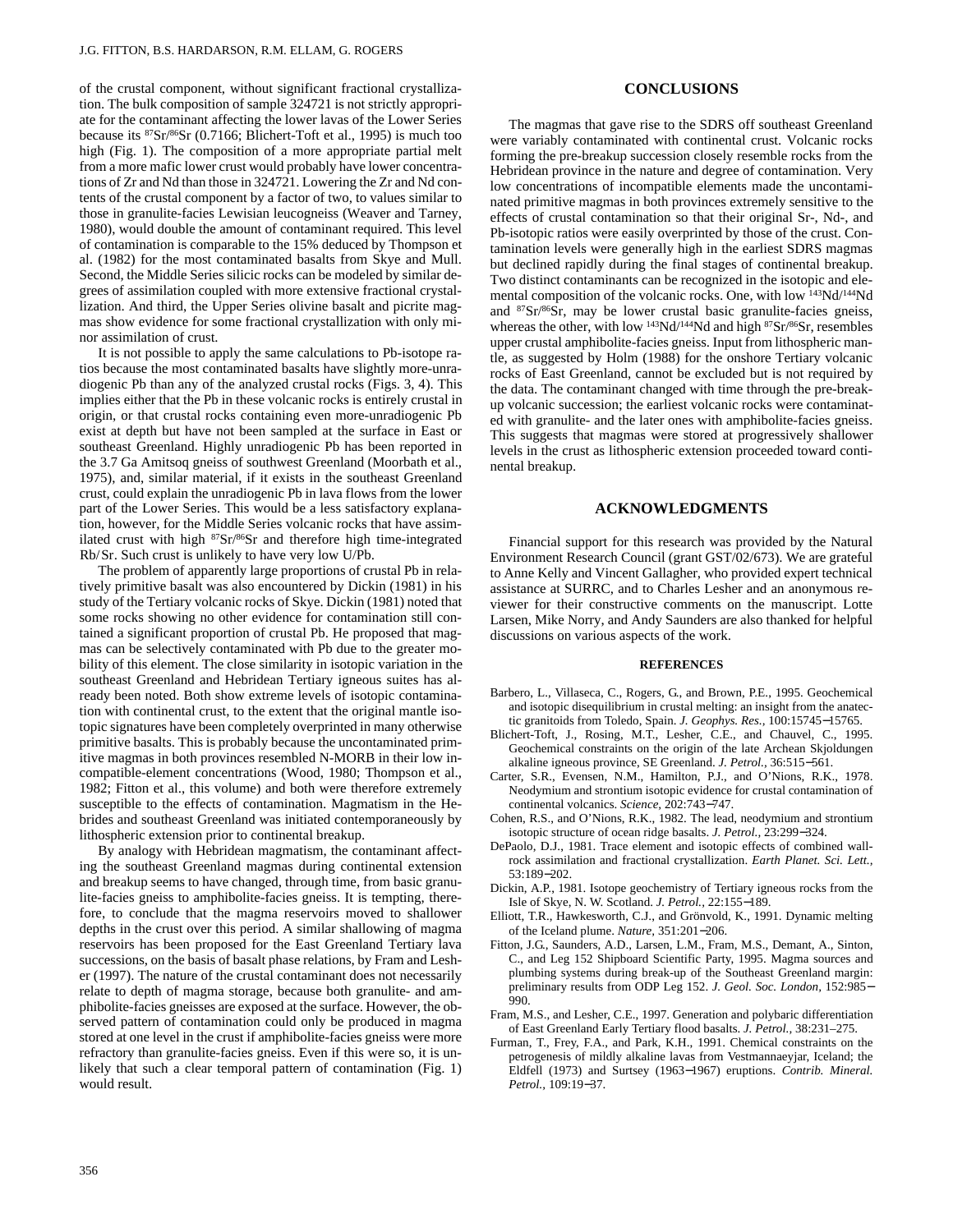of the crustal component, without significant fractional crystallization. The bulk composition of sample 324721 is not strictly appropriate for the contaminant affecting the lower lavas of the Lower Series because its $^{87}Sr/^{86}Sr$ (0.7166; Blichert-Toft et al., 1995) is much too high (Fig. 1). The composition of a more appropriate partial melt from a more mafic lower crust would probably have lower concentrations of Zr and Nd than those in 324721. Lowering the Zr and Nd contents of the crustal component by a factor of two, to values similar to those in granulite-facies Lewisian leucogneiss (Weaver and Tarney, 1980), would double the amount of contaminant required. This level of contamination is comparable to the 15% deduced by Thompson et al. (1982) for the most contaminated basalts from Skye and Mull. Second, the Middle Series silicic rocks can be modeled by similar degrees of assimilation coupled with more extensive fractional crystallization. And third, the Upper Series olivine basalt and picrite magmas show evidence for some fractional crystallization with only minor assimilation of crust.

It is not possible to apply the same calculations to Pb-isotope ratios because the most contaminated basalts have slightly more-unradiogenic Pb than any of the analyzed crustal rocks (Figs. 3, 4). This implies either that the Pb in these volcanic rocks is entirely crustal in origin, or that crustal rocks containing even more-unradiogenic Pb exist at depth but have not been sampled at the surface in East or southeast Greenland. Highly unradiogenic Pb has been reported in the 3.7 Ga Amitsoq gneiss of southwest Greenland (Moorbath et al., 1975), and, similar material, if it exists in the southeast Greenland crust, could explain the unradiogenic Pb in lava flows from the lower part of the Lower Series. This would be a less satisfactory explanation, however, for the Middle Series volcanic rocks that have assimilated crust with high $^{87}Sr/^{86}Sr$ and therefore high time-integrated Rb/Sr. Such crust is unlikely to have very low U/Pb.

The problem of apparently large proportions of crustal Pb in relatively primitive basalt was also encountered by Dickin (1981) in his study of the Tertiary volcanic rocks of Skye. Dickin (1981) noted that some rocks showing no other evidence for contamination still contained a significant proportion of crustal Pb. He proposed that magmas can be selectively contaminated with Pb due to the greater mobility of this element. The close similarity in isotopic variation in the southeast Greenland and Hebridean Tertiary igneous suites has already been noted. Both show extreme levels of isotopic contamination with continental crust, to the extent that the original mantle isotopic signatures have been completely overprinted in many otherwise primitive basalts. This is probably because the uncontaminated primitive magmas in both provinces resembled N-MORB in their low incompatible-element concentrations (Wood, 1980; Thompson et al., 1982; Fitton et al., this volume) and both were therefore extremely susceptible to the effects of contamination. Magmatism in the Hebrides and southeast Greenland was initiated contemporaneously by lithospheric extension prior to continental breakup.

By analogy with Hebridean magmatism, the contaminant affecting the southeast Greenland magmas during continental extension and breakup seems to have changed, through time, from basic granulite-facies gneiss to amphibolite-facies gneiss. It is tempting, therefore, to conclude that the magma reservoirs moved to shallower depths in the crust over this period. A similar shallowing of magma reservoirs has been proposed for the East Greenland Tertiary lava successions, on the basis of basalt phase relations, by Fram and Lesher (1997). The nature of the crustal contaminant does not necessarily relate to depth of magma storage, because both granulite- and amphibolite-facies gneisses are exposed at the surface. However, the observed pattern of contamination could only be produced in magma stored at one level in the crust if amphibolite-facies gneiss were more refractory than granulite-facies gneiss. Even if this were so, it is unlikely that such a clear temporal pattern of contamination (Fig. 1) would result.

## CONCLUSIONS

The magmas that gave rise to the SDRS off southeast Greenland were variably contaminated with continental crust. Volcanic rocks forming the pre-breakup succession closely resemble rocks from the Hebridean province in the nature and degree of contamination. Very low concentrations of incompatible elements made the uncontaminated primitive magmas in both provinces extremely sensitive to the effects of crustal contamination so that their original Sr-, Nd-, and Pb-isotopic ratios were easily overprinted by those of the crust. Contamination levels were generally high in the earliest SDRS magmas but declined rapidly during the final stages of continental breakup. Two distinct contaminants can be recognized in the isotopic and elemental composition of the volcanic rocks. One, with low $^{143}Nd/^{144}Nd$ and $^{87}Sr/^{86}Sr$, may be lower crustal basic granulite-facies gneiss, whereas the other, with low $^{143}Nd/^{144}Nd$ and high $^{87}Sr/^{86}Sr$, resembles upper crustal amphibolite-facies gneiss. Input from lithospheric mantle, as suggested by Holm (1988) for the onshore Tertiary volcanic rocks of East Greenland, cannot be excluded but is not required by the data. The contaminant changed with time through the pre-breakup volcanic succession; the earliest volcanic rocks were contaminated with granulite- and the later ones with amphibolite-facies gneiss. This suggests that magmas were stored at progressively shallower levels in the crust as lithospheric extension proceeded toward continental breakup.

## ACKNOWLEDGMENTS

Financial support for this research was provided by the Natural Environment Research Council (grant GST/02/673). We are grateful to Anne Kelly and Vincent Gallagher, who provided expert technical assistance at SURRC, and to Charles Lesher and an anonymous reviewer for their constructive comments on the manuscript. Lotte Larsen, Mike Norry, and Andy Saunders are also thanked for helpful discussions on various aspects of the work.

### REFERENCES

Barbero, L., Villaseca, C., Rogers, G., and Brown, P.E., 1995. Geochemical and isotopic disequilibrium in crustal melting: an insight from the anatectic granitoids from Toledo, Spain. *J. Geophys. Res.,* 100:15745−15765.

Blichert-Toft, J., Rosing, M.T., Lesher, C.E., and Chauvel, C., 1995. Geochemical constraints on the origin of the late Archean Skjoldungen alkaline igneous province, SE Greenland. *J. Petrol.,* 36:515−561.

Carter, S.R., Evensen, N.M., Hamilton, P.J., and O'Nions, R.K., 1978. Neodymium and strontium isotopic evidence for crustal contamination of continental volcanics. *Science,* 202:743−747.

Cohen, R.S., and O'Nions, R.K., 1982. The lead, neodymium and strontium isotopic structure of ocean ridge basalts. *J. Petrol.,* 23:299−324.

DePaolo, D.J., 1981. Trace element and isotopic effects of combined wall-rock assimilation and fractional crystallization. *Earth Planet. Sci. Lett.,* 53:189−202.

Dickin, A.P., 1981. Isotope geochemistry of Tertiary igneous rocks from the Isle of Skye, N. W. Scotland. *J. Petrol.,* 22:155−189.

Elliott, T.R., Hawkesworth, C.J., and Grönvold, K., 1991. Dynamic melting of the Iceland plume. *Nature,* 351:201−206.

Fitton, J.G., Saunders, A.D., Larsen, L.M., Fram, M.S., Demant, A., Sinton, C., and Leg 152 Shipboard Scientific Party, 1995. Magma sources and plumbing systems during break-up of the Southeast Greenland margin: preliminary results from ODP Leg 152. *J. Geol. Soc. London,* 152:985−990.

Fram, M.S., and Lesher, C.E., 1997. Generation and polybaric differentiation of East Greenland Early Tertiary flood basalts. *J. Petrol.,* 38:231–275.

Furman, T., Frey, F.A., and Park, K.H., 1991. Chemical constraints on the petrogenesis of mildly alkaline lavas from Vestmannaeyjar, Iceland; the Eldfell (1973) and Surtsey (1963−1967) eruptions. *Contrib. Mineral. Petrol.,* 109:19−37.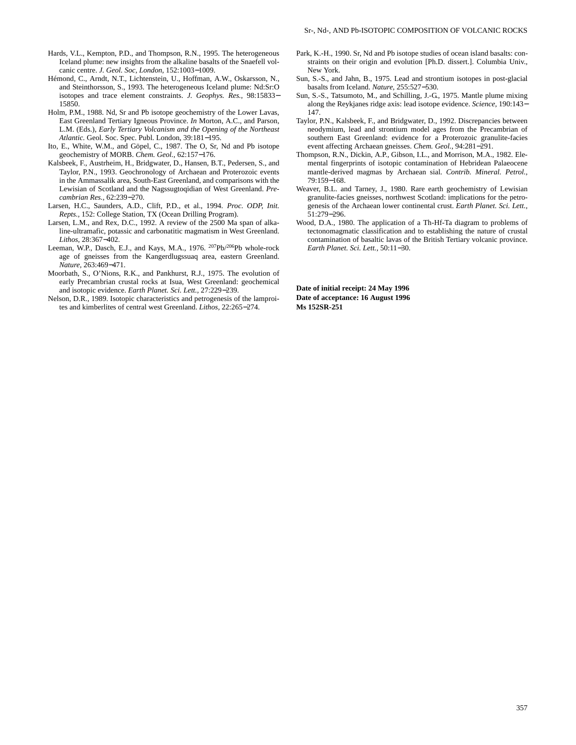Hards, V.L., Kempton, P.D., and Thompson, R.N., 1995. The heterogeneous Iceland plume: new insights from the alkaline basalts of the Snaefell volcanic centre. *J. Geol. Soc, London,* 152:1003−1009.

Hémond, C., Arndt, N.T., Lichtenstein, U., Hoffman, A.W., Oskarsson, N., and Steinthorsson, S., 1993. The heterogeneous Iceland plume: Nd:Sr:O isotopes and trace element constraints. *J. Geophys. Res.,* 98:15833−15850.

Holm, P.M., 1988. Nd, Sr and Pb isotope geochemistry of the Lower Lavas, East Greenland Tertiary Igneous Province. *In* Morton, A.C., and Parson, L.M. (Eds.), *Early Tertiary Volcanism and the Opening of the Northeast Atlantic.* Geol. Soc. Spec. Publ. London, 39:181−195.

Ito, E., White, W.M., and Göpel, C., 1987. The O, Sr, Nd and Pb isotope geochemistry of MORB. *Chem. Geol.,* 62:157−176.

Kalsbeek, F., Austrheim, H., Bridgwater, D., Hansen, B.T., Pedersen, S., and Taylor, P.N., 1993. Geochronology of Archaean and Proterozoic events in the Ammassalik area, South-East Greenland, and comparisons with the Lewisian of Scotland and the Nagssugtoqidian of West Greenland. *Precambrian Res.,* 62:239−270.

Larsen, H.C., Saunders, A.D., Clift, P.D., et al., 1994. *Proc. ODP, Init. Repts.,* 152: College Station, TX (Ocean Drilling Program).

Larsen, L.M., and Rex, D.C., 1992. A review of the 2500 Ma span of alkaline-ultramafic, potassic and carbonatitic magmatism in West Greenland. *Lithos,* 28:367−402.

Leeman, W.P., Dasch, E.J., and Kays, M.A., 1976. $^{207}Pb/^{206}Pb$ whole-rock age of gneisses from the Kangerdlugssuaq area, eastern Greenland. *Nature,* 263:469−471.

Moorbath, S., O'Nions, R.K., and Pankhurst, R.J., 1975. The evolution of early Precambrian crustal rocks at Isua, West Greenland: geochemical and isotopic evidence. *Earth Planet. Sci. Lett.,* 27:229−239.

Nelson, D.R., 1989. Isotopic characteristics and petrogenesis of the lamproites and kimberlites of central west Greenland. *Lithos,* 22:265−274.

Park, K.-H., 1990. Sr, Nd and Pb isotope studies of ocean island basalts: constraints on their origin and evolution [Ph.D. dissert.]. Columbia Univ., New York.

Sun, S.-S., and Jahn, B., 1975. Lead and strontium isotopes in post-glacial basalts from Iceland. *Nature,* 255:527−530.

Sun, S.-S., Tatsumoto, M., and Schilling, J.-G., 1975. Mantle plume mixing along the Reykjanes ridge axis: lead isotope evidence. *Science,* 190:143−147.

Taylor, P.N., Kalsbeek, F., and Bridgwater, D., 1992. Discrepancies between neodymium, lead and strontium model ages from the Precambrian of southern East Greenland: evidence for a Proterozoic granulite-facies event affecting Archaean gneisses. *Chem. Geol.,* 94:281−291.

Thompson, R.N., Dickin, A.P., Gibson, I.L., and Morrison, M.A., 1982. Elemental fingerprints of isotopic contamination of Hebridean Palaeocene mantle-derived magmas by Archaean sial. *Contrib. Mineral. Petrol.,* 79:159−168.

Weaver, B.L. and Tarney, J., 1980. Rare earth geochemistry of Lewisian granulite-facies gneisses, northwest Scotland: implications for the petrogenesis of the Archaean lower continental crust. *Earth Planet. Sci. Lett.,* 51:279−296.

Wood, D.A., 1980. The application of a Th-Hf-Ta diagram to problems of tectonomagmatic classification and to establishing the nature of crustal contamination of basaltic lavas of the British Tertiary volcanic province. *Earth Planet. Sci. Lett.,* 50:11−30.

**Date of initial receipt: 24 May 1996**
**Date of acceptance: 16 August 1996**
**Ms 152SR-251**